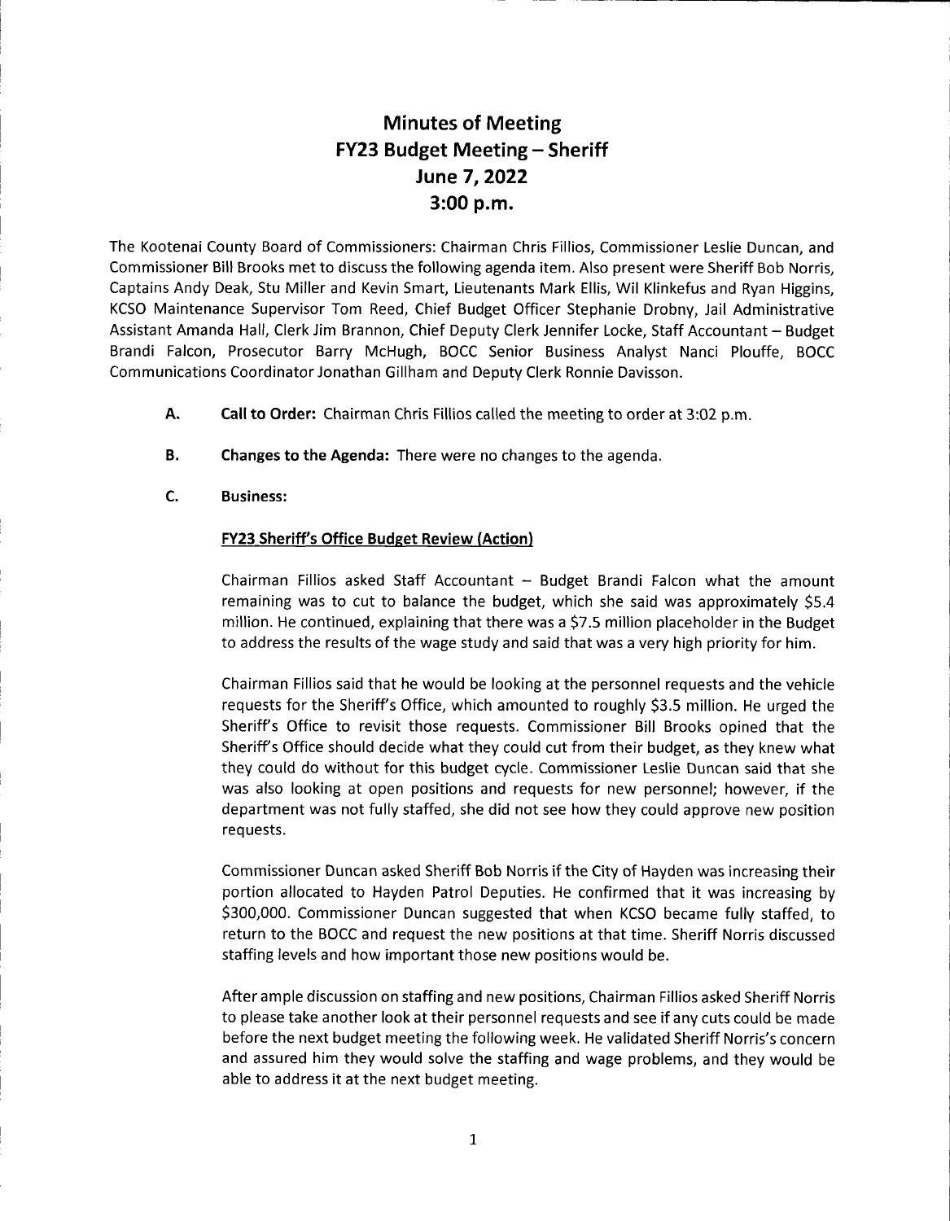# Minutes of Meeting
# FY23 Budget Meeting – Sheriff
# June 7, 2022
# 3:00 p.m.

The Kootenai County Board of Commissioners: Chairman Chris Fillios, Commissioner Leslie Duncan, and Commissioner Bill Brooks met to discuss the following agenda item. Also present were Sheriff Bob Norris, Captains Andy Deak, Stu Miller and Kevin Smart, Lieutenants Mark Ellis, Wil Klinkefus and Ryan Higgins, KCSO Maintenance Supervisor Tom Reed, Chief Budget Officer Stephanie Drobny, Jail Administrative Assistant Amanda Hall, Clerk Jim Brannon, Chief Deputy Clerk Jennifer Locke, Staff Accountant – Budget Brandi Falcon, Prosecutor Barry McHugh, BOCC Senior Business Analyst Nanci Plouffe, BOCC Communications Coordinator Jonathan Gillham and Deputy Clerk Ronnie Davisson.

**A. Call to Order:** Chairman Chris Fillios called the meeting to order at 3:02 p.m.

**B. Changes to the Agenda:** There were no changes to the agenda.

**C. Business:**

**FY23 Sheriff's Office Budget Review (Action)**

Chairman Fillios asked Staff Accountant – Budget Brandi Falcon what the amount remaining was to cut to balance the budget, which she said was approximately $5.4 million. He continued, explaining that there was a $7.5 million placeholder in the Budget to address the results of the wage study and said that was a very high priority for him.

Chairman Fillios said that he would be looking at the personnel requests and the vehicle requests for the Sheriff's Office, which amounted to roughly $3.5 million. He urged the Sheriff's Office to revisit those requests. Commissioner Bill Brooks opined that the Sheriff's Office should decide what they could cut from their budget, as they knew what they could do without for this budget cycle. Commissioner Leslie Duncan said that she was also looking at open positions and requests for new personnel; however, if the department was not fully staffed, she did not see how they could approve new position requests.

Commissioner Duncan asked Sheriff Bob Norris if the City of Hayden was increasing their portion allocated to Hayden Patrol Deputies. He confirmed that it was increasing by $300,000. Commissioner Duncan suggested that when KCSO became fully staffed, to return to the BOCC and request the new positions at that time. Sheriff Norris discussed staffing levels and how important those new positions would be.

After ample discussion on staffing and new positions, Chairman Fillios asked Sheriff Norris to please take another look at their personnel requests and see if any cuts could be made before the next budget meeting the following week. He validated Sheriff Norris's concern and assured him they would solve the staffing and wage problems, and they would be able to address it at the next budget meeting.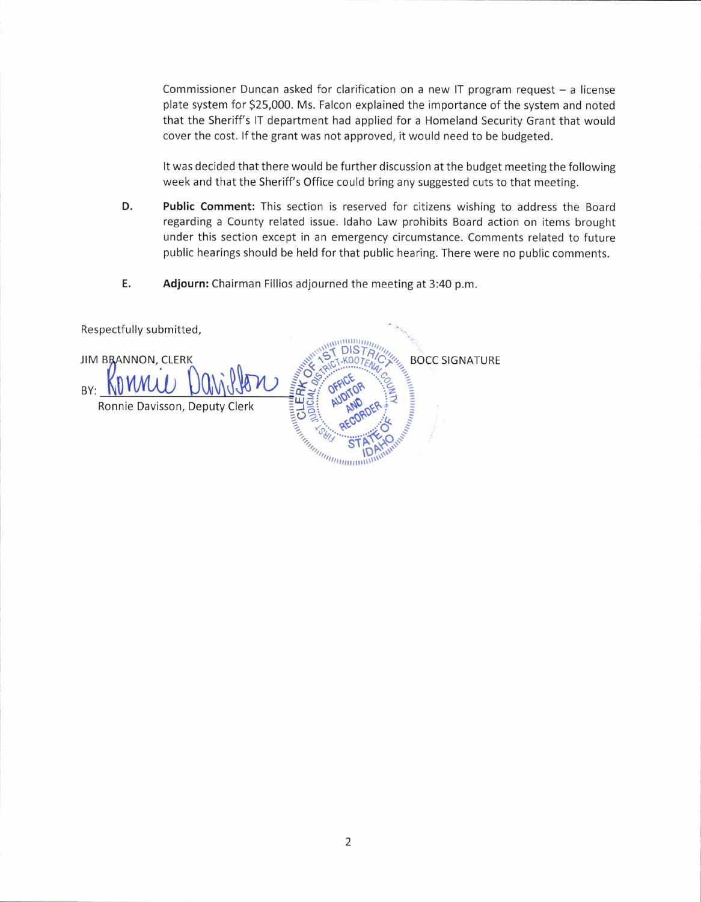Commissioner Duncan asked for clarification on a new IT program request – a license plate system for $25,000. Ms. Falcon explained the importance of the system and noted that the Sheriff's IT department had applied for a Homeland Security Grant that would cover the cost. If the grant was not approved, it would need to be budgeted.

It was decided that there would be further discussion at the budget meeting the following week and that the Sheriff's Office could bring any suggested cuts to that meeting.

**D. Public Comment:** This section is reserved for citizens wishing to address the Board regarding a County related issue. Idaho Law prohibits Board action on items brought under this section except in an emergency circumstance. Comments related to future public hearings should be held for that public hearing. There were no public comments.

**E. Adjourn:** Chairman Fillios adjourned the meeting at 3:40 p.m.

Respectfully submitted,

JIM BRANNON, CLERK

BY: Ronnie Davisson

Ronnie Davisson, Deputy Clerk

CLERK OF 1ST DISTRICT FIRST JUDICIAL DISTRICT-KOOTENAI COUNTY OFFICE AUDITOR AND RECORDER STATE OF IDAHO

BOCC SIGNATURE